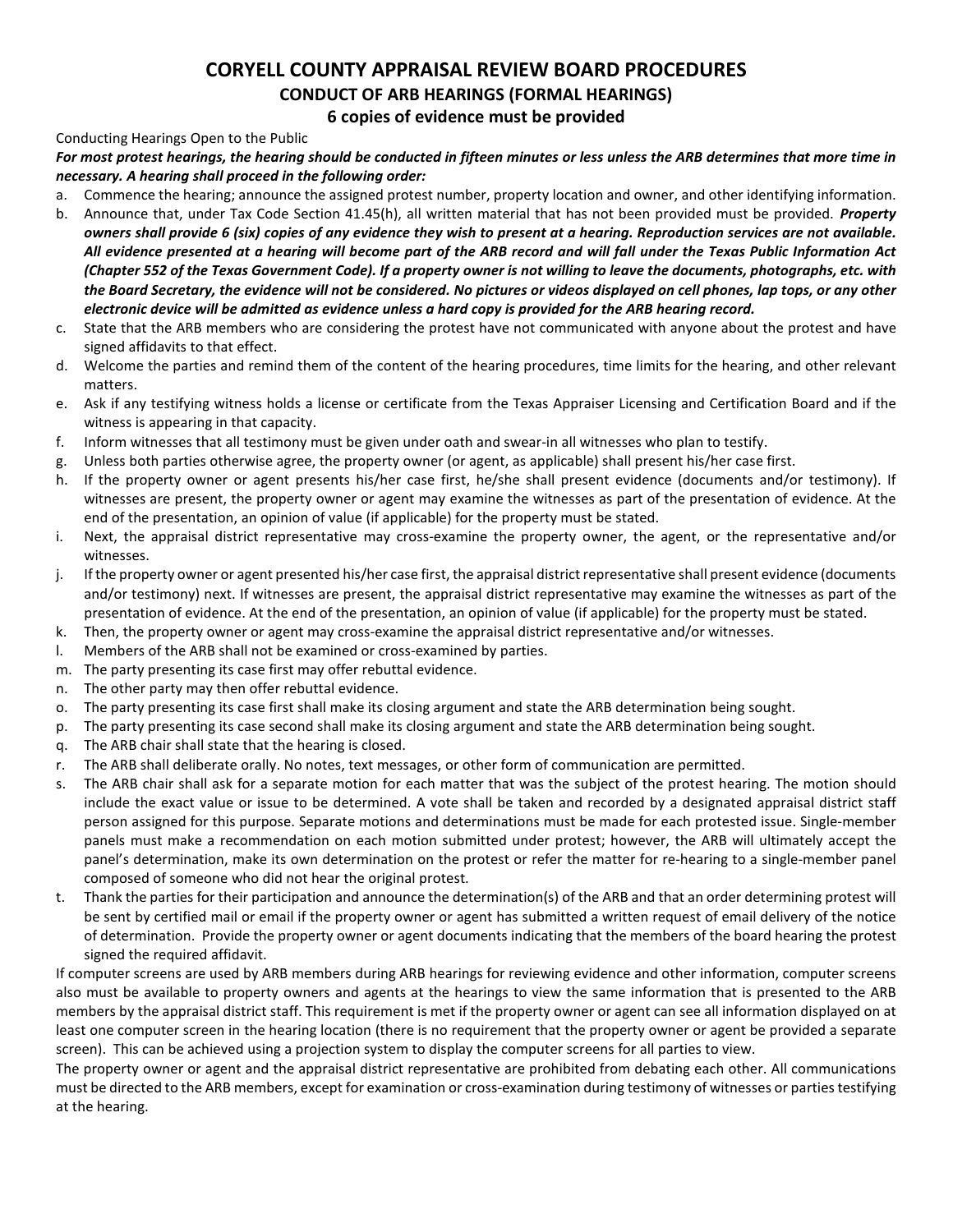# CORYELL COUNTY APPRAISAL REVIEW BOARD PROCEDURES

## CONDUCT OF ARB HEARINGS (FORMAL HEARINGS)

## 6 copies of evidence must be provided

Conducting Hearings Open to the Public

***For most protest hearings, the hearing should be conducted in fifteen minutes or less unless the ARB determines that more time in necessary. A hearing shall proceed in the following order:***

a. Commence the hearing; announce the assigned protest number, property location and owner, and other identifying information.
b. Announce that, under Tax Code Section 41.45(h), all written material that has not been provided must be provided. ***Property owners shall provide 6 (six) copies of any evidence they wish to present at a hearing. Reproduction services are not available. All evidence presented at a hearing will become part of the ARB record and will fall under the Texas Public Information Act (Chapter 552 of the Texas Government Code). If a property owner is not willing to leave the documents, photographs, etc. with the Board Secretary, the evidence will not be considered. No pictures or videos displayed on cell phones, lap tops, or any other electronic device will be admitted as evidence unless a hard copy is provided for the ARB hearing record.***
c. State that the ARB members who are considering the protest have not communicated with anyone about the protest and have signed affidavits to that effect.
d. Welcome the parties and remind them of the content of the hearing procedures, time limits for the hearing, and other relevant matters.
e. Ask if any testifying witness holds a license or certificate from the Texas Appraiser Licensing and Certification Board and if the witness is appearing in that capacity.
f. Inform witnesses that all testimony must be given under oath and swear-in all witnesses who plan to testify.
g. Unless both parties otherwise agree, the property owner (or agent, as applicable) shall present his/her case first.
h. If the property owner or agent presents his/her case first, he/she shall present evidence (documents and/or testimony). If witnesses are present, the property owner or agent may examine the witnesses as part of the presentation of evidence. At the end of the presentation, an opinion of value (if applicable) for the property must be stated.
i. Next, the appraisal district representative may cross-examine the property owner, the agent, or the representative and/or witnesses.
j. If the property owner or agent presented his/her case first, the appraisal district representative shall present evidence (documents and/or testimony) next. If witnesses are present, the appraisal district representative may examine the witnesses as part of the presentation of evidence. At the end of the presentation, an opinion of value (if applicable) for the property must be stated.
k. Then, the property owner or agent may cross-examine the appraisal district representative and/or witnesses.
l. Members of the ARB shall not be examined or cross-examined by parties.
m. The party presenting its case first may offer rebuttal evidence.
n. The other party may then offer rebuttal evidence.
o. The party presenting its case first shall make its closing argument and state the ARB determination being sought.
p. The party presenting its case second shall make its closing argument and state the ARB determination being sought.
q. The ARB chair shall state that the hearing is closed.
r. The ARB shall deliberate orally. No notes, text messages, or other form of communication are permitted.
s. The ARB chair shall ask for a separate motion for each matter that was the subject of the protest hearing. The motion should include the exact value or issue to be determined. A vote shall be taken and recorded by a designated appraisal district staff person assigned for this purpose. Separate motions and determinations must be made for each protested issue. Single-member panels must make a recommendation on each motion submitted under protest; however, the ARB will ultimately accept the panel's determination, make its own determination on the protest or refer the matter for re-hearing to a single-member panel composed of someone who did not hear the original protest.
t. Thank the parties for their participation and announce the determination(s) of the ARB and that an order determining protest will be sent by certified mail or email if the property owner or agent has submitted a written request of email delivery of the notice of determination. Provide the property owner or agent documents indicating that the members of the board hearing the protest signed the required affidavit.

If computer screens are used by ARB members during ARB hearings for reviewing evidence and other information, computer screens also must be available to property owners and agents at the hearings to view the same information that is presented to the ARB members by the appraisal district staff. This requirement is met if the property owner or agent can see all information displayed on at least one computer screen in the hearing location (there is no requirement that the property owner or agent be provided a separate screen). This can be achieved using a projection system to display the computer screens for all parties to view.

The property owner or agent and the appraisal district representative are prohibited from debating each other. All communications must be directed to the ARB members, except for examination or cross-examination during testimony of witnesses or parties testifying at the hearing.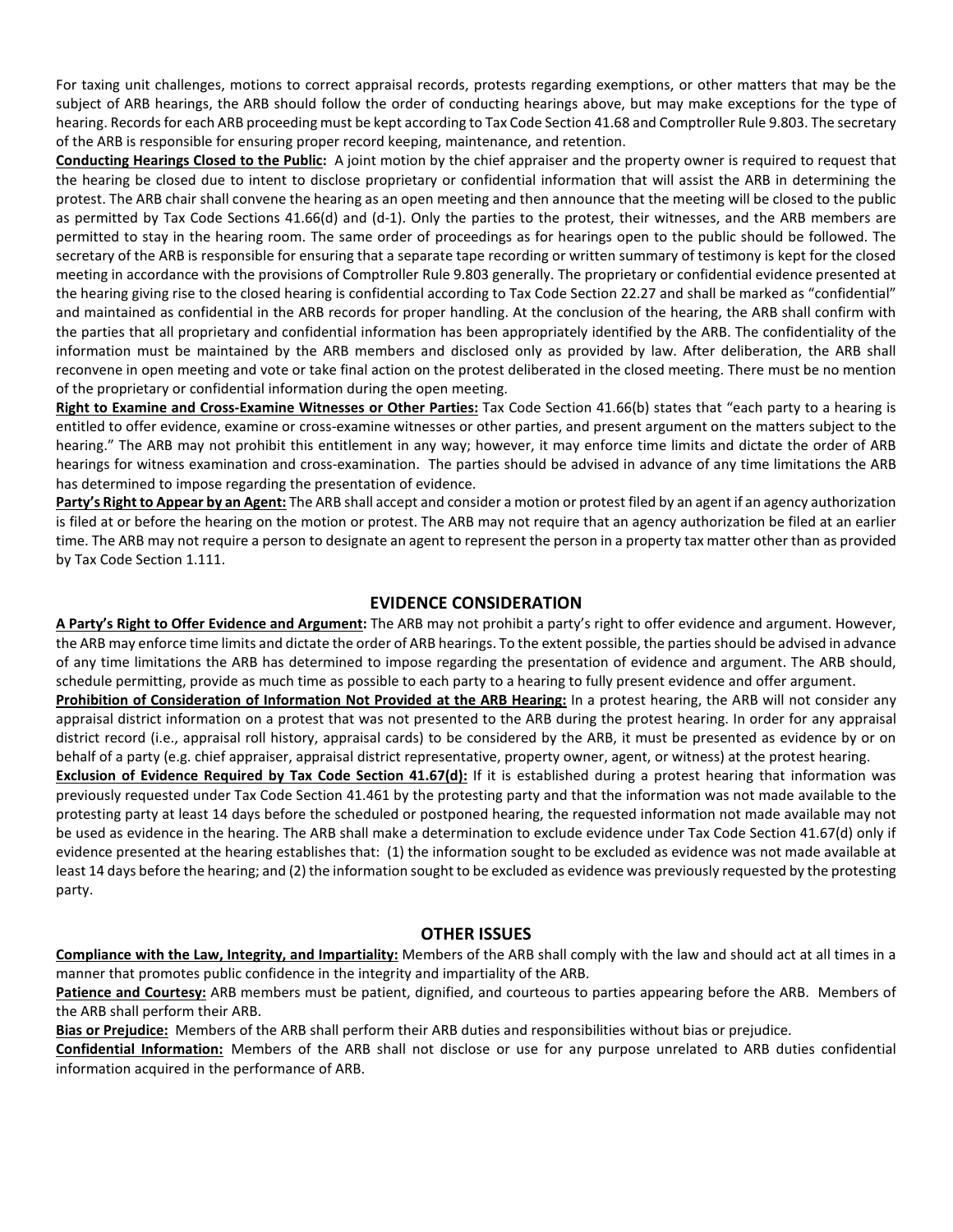For taxing unit challenges, motions to correct appraisal records, protests regarding exemptions, or other matters that may be the subject of ARB hearings, the ARB should follow the order of conducting hearings above, but may make exceptions for the type of hearing. Records for each ARB proceeding must be kept according to Tax Code Section 41.68 and Comptroller Rule 9.803. The secretary of the ARB is responsible for ensuring proper record keeping, maintenance, and retention.

**Conducting Hearings Closed to the Public:** A joint motion by the chief appraiser and the property owner is required to request that the hearing be closed due to intent to disclose proprietary or confidential information that will assist the ARB in determining the protest. The ARB chair shall convene the hearing as an open meeting and then announce that the meeting will be closed to the public as permitted by Tax Code Sections 41.66(d) and (d-1). Only the parties to the protest, their witnesses, and the ARB members are permitted to stay in the hearing room. The same order of proceedings as for hearings open to the public should be followed. The secretary of the ARB is responsible for ensuring that a separate tape recording or written summary of testimony is kept for the closed meeting in accordance with the provisions of Comptroller Rule 9.803 generally. The proprietary or confidential evidence presented at the hearing giving rise to the closed hearing is confidential according to Tax Code Section 22.27 and shall be marked as "confidential" and maintained as confidential in the ARB records for proper handling. At the conclusion of the hearing, the ARB shall confirm with the parties that all proprietary and confidential information has been appropriately identified by the ARB. The confidentiality of the information must be maintained by the ARB members and disclosed only as provided by law. After deliberation, the ARB shall reconvene in open meeting and vote or take final action on the protest deliberated in the closed meeting. There must be no mention of the proprietary or confidential information during the open meeting.

**Right to Examine and Cross-Examine Witnesses or Other Parties:** Tax Code Section 41.66(b) states that "each party to a hearing is entitled to offer evidence, examine or cross-examine witnesses or other parties, and present argument on the matters subject to the hearing." The ARB may not prohibit this entitlement in any way; however, it may enforce time limits and dictate the order of ARB hearings for witness examination and cross-examination. The parties should be advised in advance of any time limitations the ARB has determined to impose regarding the presentation of evidence.

**Party's Right to Appear by an Agent:** The ARB shall accept and consider a motion or protest filed by an agent if an agency authorization is filed at or before the hearing on the motion or protest. The ARB may not require that an agency authorization be filed at an earlier time. The ARB may not require a person to designate an agent to represent the person in a property tax matter other than as provided by Tax Code Section 1.111.

## EVIDENCE CONSIDERATION

**A Party's Right to Offer Evidence and Argument:** The ARB may not prohibit a party's right to offer evidence and argument. However, the ARB may enforce time limits and dictate the order of ARB hearings. To the extent possible, the parties should be advised in advance of any time limitations the ARB has determined to impose regarding the presentation of evidence and argument. The ARB should, schedule permitting, provide as much time as possible to each party to a hearing to fully present evidence and offer argument.

**Prohibition of Consideration of Information Not Provided at the ARB Hearing:** In a protest hearing, the ARB will not consider any appraisal district information on a protest that was not presented to the ARB during the protest hearing. In order for any appraisal district record (i.e., appraisal roll history, appraisal cards) to be considered by the ARB, it must be presented as evidence by or on behalf of a party (e.g. chief appraiser, appraisal district representative, property owner, agent, or witness) at the protest hearing.

**Exclusion of Evidence Required by Tax Code Section 41.67(d):** If it is established during a protest hearing that information was previously requested under Tax Code Section 41.461 by the protesting party and that the information was not made available to the protesting party at least 14 days before the scheduled or postponed hearing, the requested information not made available may not be used as evidence in the hearing. The ARB shall make a determination to exclude evidence under Tax Code Section 41.67(d) only if evidence presented at the hearing establishes that: (1) the information sought to be excluded as evidence was not made available at least 14 days before the hearing; and (2) the information sought to be excluded as evidence was previously requested by the protesting party.

## OTHER ISSUES

**Compliance with the Law, Integrity, and Impartiality:** Members of the ARB shall comply with the law and should act at all times in a manner that promotes public confidence in the integrity and impartiality of the ARB.

**Patience and Courtesy:** ARB members must be patient, dignified, and courteous to parties appearing before the ARB. Members of the ARB shall perform their ARB.

**Bias or Prejudice:** Members of the ARB shall perform their ARB duties and responsibilities without bias or prejudice.

**Confidential Information:** Members of the ARB shall not disclose or use for any purpose unrelated to ARB duties confidential information acquired in the performance of ARB.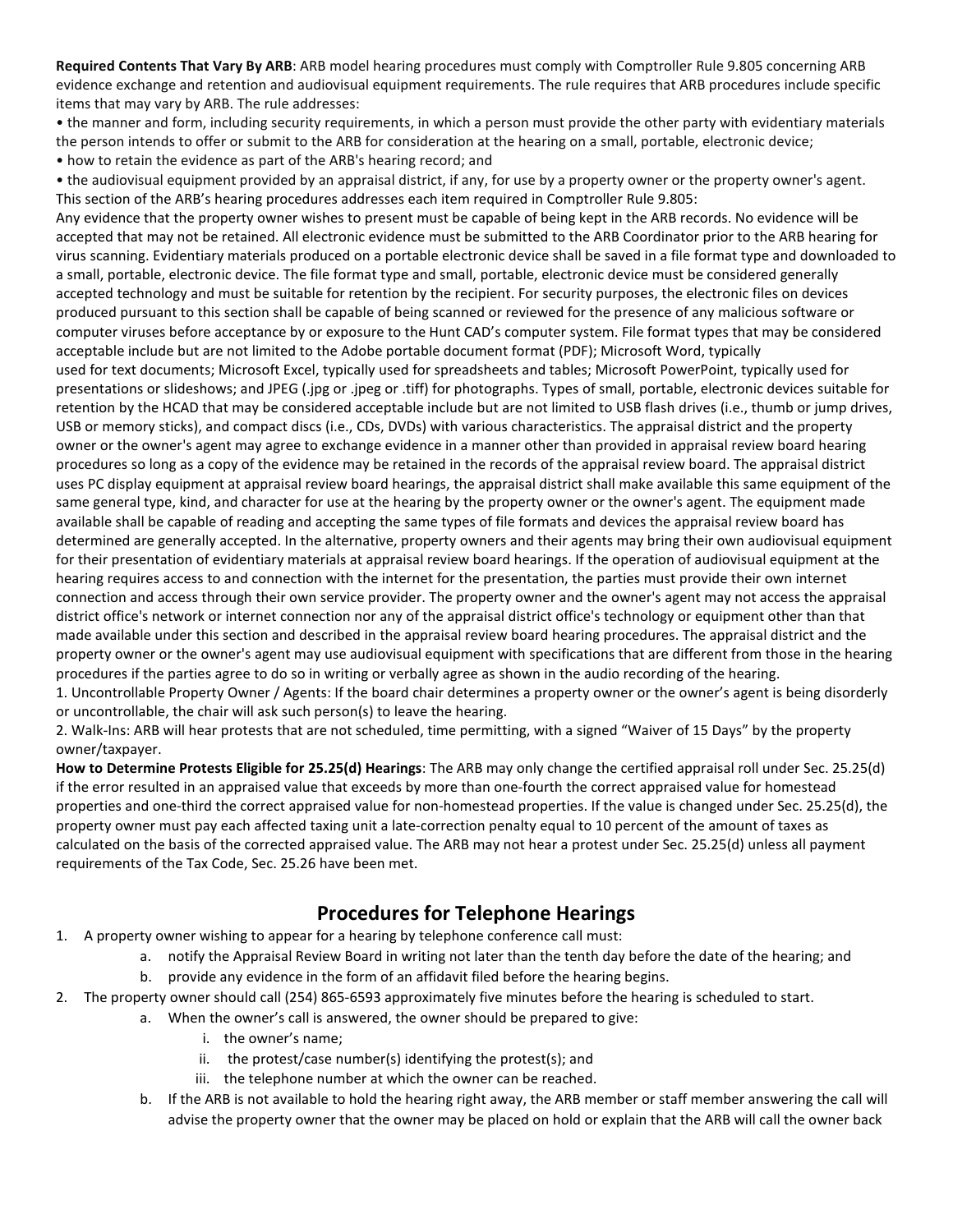**Required Contents That Vary By ARB**: ARB model hearing procedures must comply with Comptroller Rule 9.805 concerning ARB evidence exchange and retention and audiovisual equipment requirements. The rule requires that ARB procedures include specific items that may vary by ARB. The rule addresses:

- the manner and form, including security requirements, in which a person must provide the other party with evidentiary materials the person intends to offer or submit to the ARB for consideration at the hearing on a small, portable, electronic device;
- how to retain the evidence as part of the ARB's hearing record; and
- the audiovisual equipment provided by an appraisal district, if any, for use by a property owner or the property owner's agent.

This section of the ARB's hearing procedures addresses each item required in Comptroller Rule 9.805:

Any evidence that the property owner wishes to present must be capable of being kept in the ARB records. No evidence will be accepted that may not be retained. All electronic evidence must be submitted to the ARB Coordinator prior to the ARB hearing for virus scanning. Evidentiary materials produced on a portable electronic device shall be saved in a file format type and downloaded to a small, portable, electronic device. The file format type and small, portable, electronic device must be considered generally accepted technology and must be suitable for retention by the recipient. For security purposes, the electronic files on devices produced pursuant to this section shall be capable of being scanned or reviewed for the presence of any malicious software or computer viruses before acceptance by or exposure to the Hunt CAD's computer system. File format types that may be considered acceptable include but are not limited to the Adobe portable document format (PDF); Microsoft Word, typically used for text documents; Microsoft Excel, typically used for spreadsheets and tables; Microsoft PowerPoint, typically used for presentations or slideshows; and JPEG (.jpg or .jpeg or .tiff) for photographs. Types of small, portable, electronic devices suitable for retention by the HCAD that may be considered acceptable include but are not limited to USB flash drives (i.e., thumb or jump drives, USB or memory sticks), and compact discs (i.e., CDs, DVDs) with various characteristics. The appraisal district and the property owner or the owner's agent may agree to exchange evidence in a manner other than provided in appraisal review board hearing procedures so long as a copy of the evidence may be retained in the records of the appraisal review board. The appraisal district uses PC display equipment at appraisal review board hearings, the appraisal district shall make available this same equipment of the same general type, kind, and character for use at the hearing by the property owner or the owner's agent. The equipment made available shall be capable of reading and accepting the same types of file formats and devices the appraisal review board has determined are generally accepted. In the alternative, property owners and their agents may bring their own audiovisual equipment for their presentation of evidentiary materials at appraisal review board hearings. If the operation of audiovisual equipment at the hearing requires access to and connection with the internet for the presentation, the parties must provide their own internet connection and access through their own service provider. The property owner and the owner's agent may not access the appraisal district office's network or internet connection nor any of the appraisal district office's technology or equipment other than that made available under this section and described in the appraisal review board hearing procedures. The appraisal district and the property owner or the owner's agent may use audiovisual equipment with specifications that are different from those in the hearing procedures if the parties agree to do so in writing or verbally agree as shown in the audio recording of the hearing.

1. Uncontrollable Property Owner / Agents: If the board chair determines a property owner or the owner's agent is being disorderly or uncontrollable, the chair will ask such person(s) to leave the hearing.
2. Walk-Ins: ARB will hear protests that are not scheduled, time permitting, with a signed "Waiver of 15 Days" by the property owner/taxpayer.

**How to Determine Protests Eligible for 25.25(d) Hearings**: The ARB may only change the certified appraisal roll under Sec. 25.25(d) if the error resulted in an appraised value that exceeds by more than one-fourth the correct appraised value for homestead properties and one-third the correct appraised value for non-homestead properties. If the value is changed under Sec. 25.25(d), the property owner must pay each affected taxing unit a late-correction penalty equal to 10 percent of the amount of taxes as calculated on the basis of the corrected appraised value. The ARB may not hear a protest under Sec. 25.25(d) unless all payment requirements of the Tax Code, Sec. 25.26 have been met.

## Procedures for Telephone Hearings

1. A property owner wishing to appear for a hearing by telephone conference call must:
   a. notify the Appraisal Review Board in writing not later than the tenth day before the date of the hearing; and
   b. provide any evidence in the form of an affidavit filed before the hearing begins.
2. The property owner should call (254) 865-6593 approximately five minutes before the hearing is scheduled to start.
   a. When the owner's call is answered, the owner should be prepared to give:
      i. the owner's name;
      ii. the protest/case number(s) identifying the protest(s); and
      iii. the telephone number at which the owner can be reached.
   b. If the ARB is not available to hold the hearing right away, the ARB member or staff member answering the call will advise the property owner that the owner may be placed on hold or explain that the ARB will call the owner back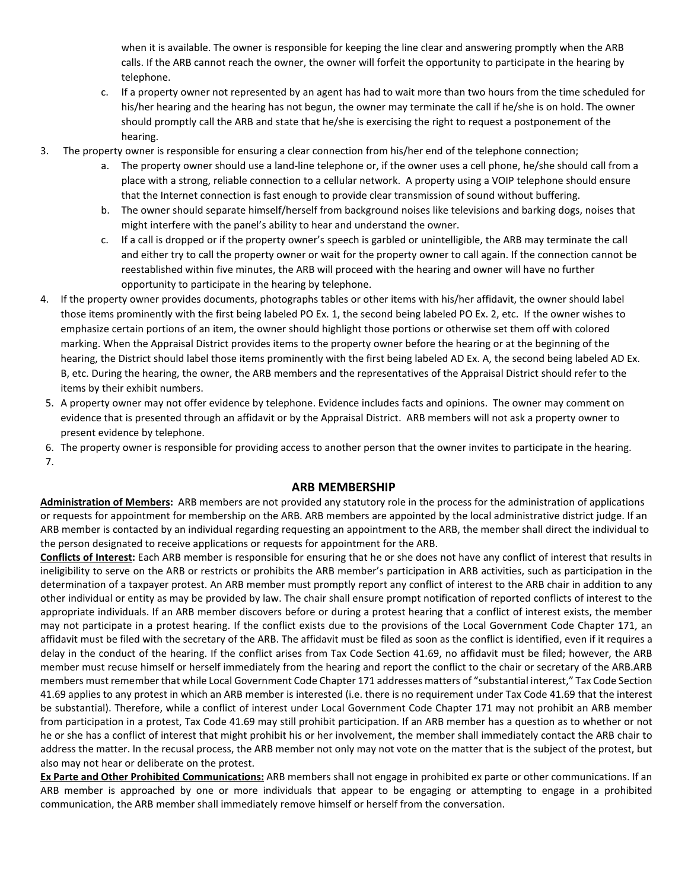when it is available. The owner is responsible for keeping the line clear and answering promptly when the ARB calls. If the ARB cannot reach the owner, the owner will forfeit the opportunity to participate in the hearing by telephone.

   c. If a property owner not represented by an agent has had to wait more than two hours from the time scheduled for his/her hearing and the hearing has not begun, the owner may terminate the call if he/she is on hold. The owner should promptly call the ARB and state that he/she is exercising the right to request a postponement of the hearing.

3. The property owner is responsible for ensuring a clear connection from his/her end of the telephone connection;
   a. The property owner should use a land-line telephone or, if the owner uses a cell phone, he/she should call from a place with a strong, reliable connection to a cellular network. A property using a VOIP telephone should ensure that the Internet connection is fast enough to provide clear transmission of sound without buffering.
   b. The owner should separate himself/herself from background noises like televisions and barking dogs, noises that might interfere with the panel's ability to hear and understand the owner.
   c. If a call is dropped or if the property owner's speech is garbled or unintelligible, the ARB may terminate the call and either try to call the property owner or wait for the property owner to call again. If the connection cannot be reestablished within five minutes, the ARB will proceed with the hearing and owner will have no further opportunity to participate in the hearing by telephone.
4. If the property owner provides documents, photographs tables or other items with his/her affidavit, the owner should label those items prominently with the first being labeled PO Ex. 1, the second being labeled PO Ex. 2, etc. If the owner wishes to emphasize certain portions of an item, the owner should highlight those portions or otherwise set them off with colored marking. When the Appraisal District provides items to the property owner before the hearing or at the beginning of the hearing, the District should label those items prominently with the first being labeled AD Ex. A, the second being labeled AD Ex. B, etc. During the hearing, the owner, the ARB members and the representatives of the Appraisal District should refer to the items by their exhibit numbers.
5. A property owner may not offer evidence by telephone. Evidence includes facts and opinions. The owner may comment on evidence that is presented through an affidavit or by the Appraisal District. ARB members will not ask a property owner to present evidence by telephone.
6. The property owner is responsible for providing access to another person that the owner invites to participate in the hearing.
7.

## ARB MEMBERSHIP

**Administration of Members:** ARB members are not provided any statutory role in the process for the administration of applications or requests for appointment for membership on the ARB. ARB members are appointed by the local administrative district judge. If an ARB member is contacted by an individual regarding requesting an appointment to the ARB, the member shall direct the individual to the person designated to receive applications or requests for appointment for the ARB.

**Conflicts of Interest:** Each ARB member is responsible for ensuring that he or she does not have any conflict of interest that results in ineligibility to serve on the ARB or restricts or prohibits the ARB member's participation in ARB activities, such as participation in the determination of a taxpayer protest. An ARB member must promptly report any conflict of interest to the ARB chair in addition to any other individual or entity as may be provided by law. The chair shall ensure prompt notification of reported conflicts of interest to the appropriate individuals. If an ARB member discovers before or during a protest hearing that a conflict of interest exists, the member may not participate in a protest hearing. If the conflict exists due to the provisions of the Local Government Code Chapter 171, an affidavit must be filed with the secretary of the ARB. The affidavit must be filed as soon as the conflict is identified, even if it requires a delay in the conduct of the hearing. If the conflict arises from Tax Code Section 41.69, no affidavit must be filed; however, the ARB member must recuse himself or herself immediately from the hearing and report the conflict to the chair or secretary of the ARB.ARB members must remember that while Local Government Code Chapter 171 addresses matters of "substantial interest," Tax Code Section 41.69 applies to any protest in which an ARB member is interested (i.e. there is no requirement under Tax Code 41.69 that the interest be substantial). Therefore, while a conflict of interest under Local Government Code Chapter 171 may not prohibit an ARB member from participation in a protest, Tax Code 41.69 may still prohibit participation. If an ARB member has a question as to whether or not he or she has a conflict of interest that might prohibit his or her involvement, the member shall immediately contact the ARB chair to address the matter. In the recusal process, the ARB member not only may not vote on the matter that is the subject of the protest, but also may not hear or deliberate on the protest.

**Ex Parte and Other Prohibited Communications:** ARB members shall not engage in prohibited ex parte or other communications. If an ARB member is approached by one or more individuals that appear to be engaging or attempting to engage in a prohibited communication, the ARB member shall immediately remove himself or herself from the conversation.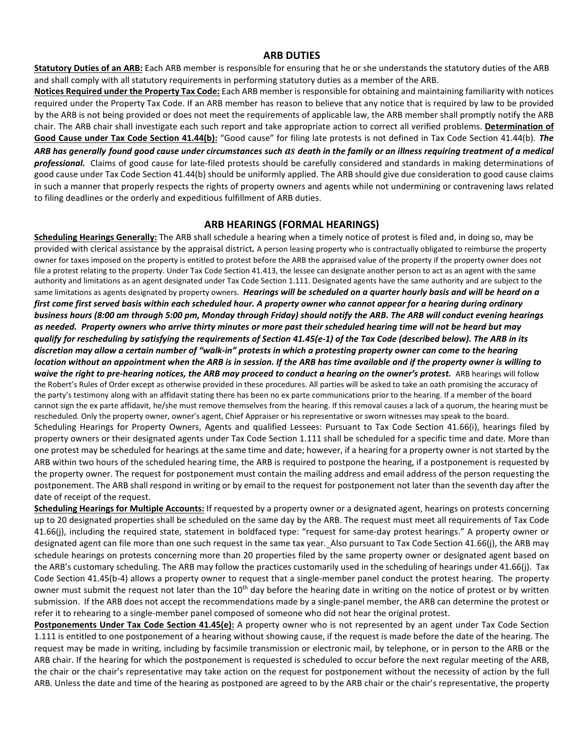## ARB DUTIES

**Statutory Duties of an ARB:** Each ARB member is responsible for ensuring that he or she understands the statutory duties of the ARB and shall comply with all statutory requirements in performing statutory duties as a member of the ARB.

**Notices Required under the Property Tax Code:** Each ARB member is responsible for obtaining and maintaining familiarity with notices required under the Property Tax Code. If an ARB member has reason to believe that any notice that is required by law to be provided by the ARB is not being provided or does not meet the requirements of applicable law, the ARB member shall promptly notify the ARB chair. The ARB chair shall investigate each such report and take appropriate action to correct all verified problems. **Determination of Good Cause under Tax Code Section 41.44(b):** "Good cause" for filing late protests is not defined in Tax Code Section 41.44(b). ***The ARB has generally found good cause under circumstances such as death in the family or an illness requiring treatment of a medical professional.*** Claims of good cause for late-filed protests should be carefully considered and standards in making determinations of good cause under Tax Code Section 41.44(b) should be uniformly applied. The ARB should give due consideration to good cause claims in such a manner that properly respects the rights of property owners and agents while not undermining or contravening laws related to filing deadlines or the orderly and expeditious fulfillment of ARB duties.

## ARB HEARINGS (FORMAL HEARINGS)

**Scheduling Hearings Generally:** The ARB shall schedule a hearing when a timely notice of protest is filed and, in doing so, may be provided with clerical assistance by the appraisal district. A person leasing property who is contractually obligated to reimburse the property owner for taxes imposed on the property is entitled to protest before the ARB the appraised value of the property if the property owner does not file a protest relating to the property. Under Tax Code Section 41.413, the lessee can designate another person to act as an agent with the same authority and limitations as an agent designated under Tax Code Section 1.111. Designated agents have the same authority and are subject to the same limitations as agents designated by property owners. ***Hearings will be scheduled on a quarter hourly basis and will be heard on a first come first served basis within each scheduled hour. A property owner who cannot appear for a hearing during ordinary business hours (8:00 am through 5:00 pm, Monday through Friday) should notify the ARB. The ARB will conduct evening hearings as needed. Property owners who arrive thirty minutes or more past their scheduled hearing time will not be heard but may qualify for rescheduling by satisfying the requirements of Section 41.45(e-1) of the Tax Code (described below). The ARB in its discretion may allow a certain number of "walk-in" protests in which a protesting property owner can come to the hearing location without an appointment when the ARB is in session. If the ARB has time available and if the property owner is willing to waive the right to pre-hearing notices, the ARB may proceed to conduct a hearing on the owner's protest.*** ARB hearings will follow the Robert's Rules of Order except as otherwise provided in these procedures. All parties will be asked to take an oath promising the accuracy of the party's testimony along with an affidavit stating there has been no ex parte communications prior to the hearing. If a member of the board cannot sign the ex parte affidavit, he/she must remove themselves from the hearing. If this removal causes a lack of a quorum, the hearing must be rescheduled. Only the property owner, owner's agent, Chief Appraiser or his representative or sworn witnesses may speak to the board.

Scheduling Hearings for Property Owners, Agents and qualified Lessees: Pursuant to Tax Code Section 41.66(i), hearings filed by property owners or their designated agents under Tax Code Section 1.111 shall be scheduled for a specific time and date. More than one protest may be scheduled for hearings at the same time and date; however, if a hearing for a property owner is not started by the ARB within two hours of the scheduled hearing time, the ARB is required to postpone the hearing, if a postponement is requested by the property owner. The request for postponement must contain the mailing address and email address of the person requesting the postponement. The ARB shall respond in writing or by email to the request for postponement not later than the seventh day after the date of receipt of the request.

**Scheduling Hearings for Multiple Accounts:** If requested by a property owner or a designated agent, hearings on protests concerning up to 20 designated properties shall be scheduled on the same day by the ARB. The request must meet all requirements of Tax Code 41.66(j), including the required state, statement in boldfaced type: "request for same-day protest hearings." A property owner or designated agent can file more than one such request in the same tax year. Also pursuant to Tax Code Section 41.66(j), the ARB may schedule hearings on protests concerning more than 20 properties filed by the same property owner or designated agent based on the ARB's customary scheduling. The ARB may follow the practices customarily used in the scheduling of hearings under 41.66(j). Tax Code Section 41.45(b-4) allows a property owner to request that a single-member panel conduct the protest hearing. The property owner must submit the request not later than the 10th day before the hearing date in writing on the notice of protest or by written submission. If the ARB does not accept the recommendations made by a single-panel member, the ARB can determine the protest or refer it to rehearing to a single-member panel composed of someone who did not hear the original protest.

**Postponements Under Tax Code Section 41.45(e):** A property owner who is not represented by an agent under Tax Code Section 1.111 is entitled to one postponement of a hearing without showing cause, if the request is made before the date of the hearing. The request may be made in writing, including by facsimile transmission or electronic mail, by telephone, or in person to the ARB or the ARB chair. If the hearing for which the postponement is requested is scheduled to occur before the next regular meeting of the ARB, the chair or the chair's representative may take action on the request for postponement without the necessity of action by the full ARB. Unless the date and time of the hearing as postponed are agreed to by the ARB chair or the chair's representative, the property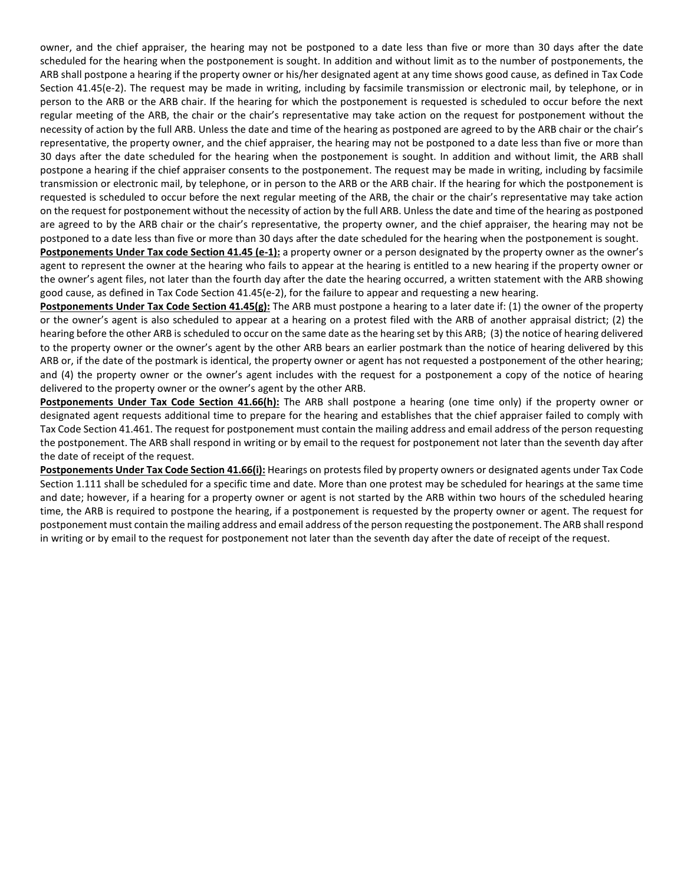owner, and the chief appraiser, the hearing may not be postponed to a date less than five or more than 30 days after the date scheduled for the hearing when the postponement is sought. In addition and without limit as to the number of postponements, the ARB shall postpone a hearing if the property owner or his/her designated agent at any time shows good cause, as defined in Tax Code Section 41.45(e-2). The request may be made in writing, including by facsimile transmission or electronic mail, by telephone, or in person to the ARB or the ARB chair. If the hearing for which the postponement is requested is scheduled to occur before the next regular meeting of the ARB, the chair or the chair's representative may take action on the request for postponement without the necessity of action by the full ARB. Unless the date and time of the hearing as postponed are agreed to by the ARB chair or the chair's representative, the property owner, and the chief appraiser, the hearing may not be postponed to a date less than five or more than 30 days after the date scheduled for the hearing when the postponement is sought. In addition and without limit, the ARB shall postpone a hearing if the chief appraiser consents to the postponement. The request may be made in writing, including by facsimile transmission or electronic mail, by telephone, or in person to the ARB or the ARB chair. If the hearing for which the postponement is requested is scheduled to occur before the next regular meeting of the ARB, the chair or the chair's representative may take action on the request for postponement without the necessity of action by the full ARB. Unless the date and time of the hearing as postponed are agreed to by the ARB chair or the chair's representative, the property owner, and the chief appraiser, the hearing may not be postponed to a date less than five or more than 30 days after the date scheduled for the hearing when the postponement is sought.

**Postponements Under Tax code Section 41.45 (e-1):** a property owner or a person designated by the property owner as the owner's agent to represent the owner at the hearing who fails to appear at the hearing is entitled to a new hearing if the property owner or the owner's agent files, not later than the fourth day after the date the hearing occurred, a written statement with the ARB showing good cause, as defined in Tax Code Section 41.45(e-2), for the failure to appear and requesting a new hearing.

**Postponements Under Tax Code Section 41.45(g):** The ARB must postpone a hearing to a later date if: (1) the owner of the property or the owner's agent is also scheduled to appear at a hearing on a protest filed with the ARB of another appraisal district; (2) the hearing before the other ARB is scheduled to occur on the same date as the hearing set by this ARB; (3) the notice of hearing delivered to the property owner or the owner's agent by the other ARB bears an earlier postmark than the notice of hearing delivered by this ARB or, if the date of the postmark is identical, the property owner or agent has not requested a postponement of the other hearing; and (4) the property owner or the owner's agent includes with the request for a postponement a copy of the notice of hearing delivered to the property owner or the owner's agent by the other ARB.

**Postponements Under Tax Code Section 41.66(h):** The ARB shall postpone a hearing (one time only) if the property owner or designated agent requests additional time to prepare for the hearing and establishes that the chief appraiser failed to comply with Tax Code Section 41.461. The request for postponement must contain the mailing address and email address of the person requesting the postponement. The ARB shall respond in writing or by email to the request for postponement not later than the seventh day after the date of receipt of the request.

**Postponements Under Tax Code Section 41.66(i):** Hearings on protests filed by property owners or designated agents under Tax Code Section 1.111 shall be scheduled for a specific time and date. More than one protest may be scheduled for hearings at the same time and date; however, if a hearing for a property owner or agent is not started by the ARB within two hours of the scheduled hearing time, the ARB is required to postpone the hearing, if a postponement is requested by the property owner or agent. The request for postponement must contain the mailing address and email address of the person requesting the postponement. The ARB shall respond in writing or by email to the request for postponement not later than the seventh day after the date of receipt of the request.